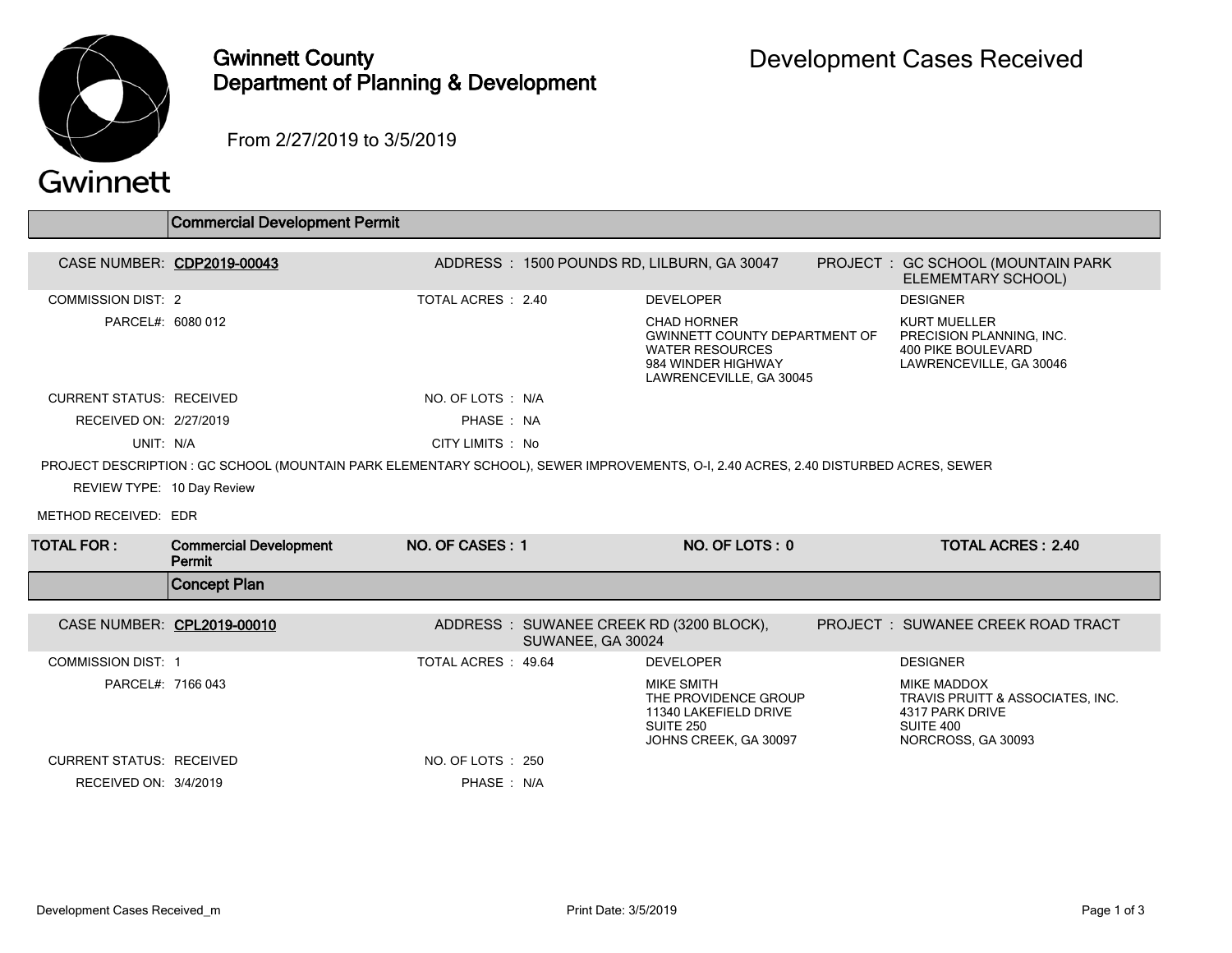# Gwinnett County Department of Planning & Development

## Development Cases Received

From 2/27/2019 to 3/5/2019

## Commercial Development Permit

**CASE NUMBER:** CDP2019-00043
**ADDRESS :** 1500 POUNDS RD, LILBURN, GA 30047
**PROJECT :** GC SCHOOL (MOUNTAIN PARK ELEMEMTARY SCHOOL)

COMMISSION DIST: 2
TOTAL ACRES : 2.40
PARCEL#: 6080 012

**DEVELOPER**
CHAD HORNER
GWINNETT COUNTY DEPARTMENT OF WATER RESOURCES
984 WINDER HIGHWAY
LAWRENCEVILLE, GA 30045

**DESIGNER**
KURT MUELLER
PRECISION PLANNING, INC.
400 PIKE BOULEVARD
LAWRENCEVILLE, GA 30046

CURRENT STATUS: RECEIVED
NO. OF LOTS : N/A
RECEIVED ON: 2/27/2019
PHASE : NA
UNIT: N/A
CITY LIMITS : No

PROJECT DESCRIPTION : GC SCHOOL (MOUNTAIN PARK ELEMENTARY SCHOOL), SEWER IMPROVEMENTS, O-I, 2.40 ACRES, 2.40 DISTURBED ACRES, SEWER

REVIEW TYPE: 10 Day Review

METHOD RECEIVED: EDR

| TOTAL FOR : | Commercial Development Permit | NO. OF CASES : 1 | NO. OF LOTS : 0 | TOTAL ACRES : 2.40 |
|---|---|---|---|---|

## Concept Plan

**CASE NUMBER:** CPL2019-00010
**ADDRESS :** SUWANEE CREEK RD (3200 BLOCK), SUWANEE, GA 30024
**PROJECT :** SUWANEE CREEK ROAD TRACT

COMMISSION DIST: 1
TOTAL ACRES : 49.64
PARCEL#: 7166 043

**DEVELOPER**
MIKE SMITH
THE PROVIDENCE GROUP
11340 LAKEFIELD DRIVE
SUITE 250
JOHNS CREEK, GA 30097

**DESIGNER**
MIKE MADDOX
TRAVIS PRUITT & ASSOCIATES, INC.
4317 PARK DRIVE
SUITE 400
NORCROSS, GA 30093

CURRENT STATUS: RECEIVED
NO. OF LOTS : 250
RECEIVED ON: 3/4/2019
PHASE : N/A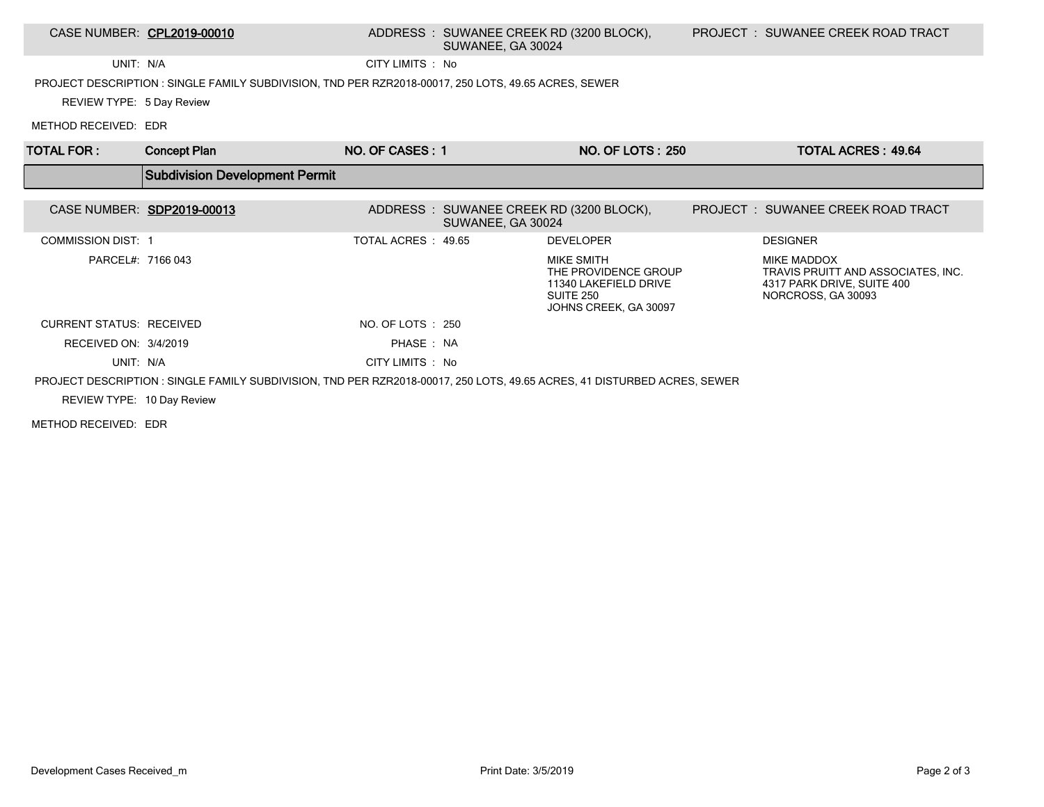| CASE NUMBER: **CPL2019-00010** | ADDRESS : SUWANEE CREEK RD (3200 BLOCK), SUWANEE, GA 30024 | PROJECT : SUWANEE CREEK ROAD TRACT |
|---|---|---|

UNIT: N/A

CITY LIMITS : No

PROJECT DESCRIPTION : SINGLE FAMILY SUBDIVISION, TND PER RZR2018-00017, 250 LOTS, 49.65 ACRES, SEWER

REVIEW TYPE: 5 Day Review

METHOD RECEIVED: EDR

| TOTAL FOR : | Concept Plan | NO. OF CASES : 1 | NO. OF LOTS : 250 | TOTAL ACRES : 49.64 |
|---|---|---|---|---|

## Subdivision Development Permit

| CASE NUMBER: **SDP2019-00013** | ADDRESS : SUWANEE CREEK RD (3200 BLOCK), SUWANEE, GA 30024 | PROJECT : SUWANEE CREEK ROAD TRACT |
|---|---|---|

| | | DEVELOPER | DESIGNER |
|---|---|---|---|
| COMMISSION DIST: 1 | TOTAL ACRES : 49.65 | MIKE SMITH<br>THE PROVIDENCE GROUP<br>11340 LAKEFIELD DRIVE<br>SUITE 250<br>JOHNS CREEK, GA 30097 | MIKE MADDOX<br>TRAVIS PRUITT AND ASSOCIATES, INC.<br>4317 PARK DRIVE, SUITE 400<br>NORCROSS, GA 30093 |
| PARCEL#: 7166 043 | | | |
| CURRENT STATUS: RECEIVED | NO. OF LOTS : 250 | | |
| RECEIVED ON: 3/4/2019 | PHASE : NA | | |
| UNIT: N/A | CITY LIMITS : No | | |

PROJECT DESCRIPTION : SINGLE FAMILY SUBDIVISION, TND PER RZR2018-00017, 250 LOTS, 49.65 ACRES, 41 DISTURBED ACRES, SEWER

REVIEW TYPE: 10 Day Review

METHOD RECEIVED: EDR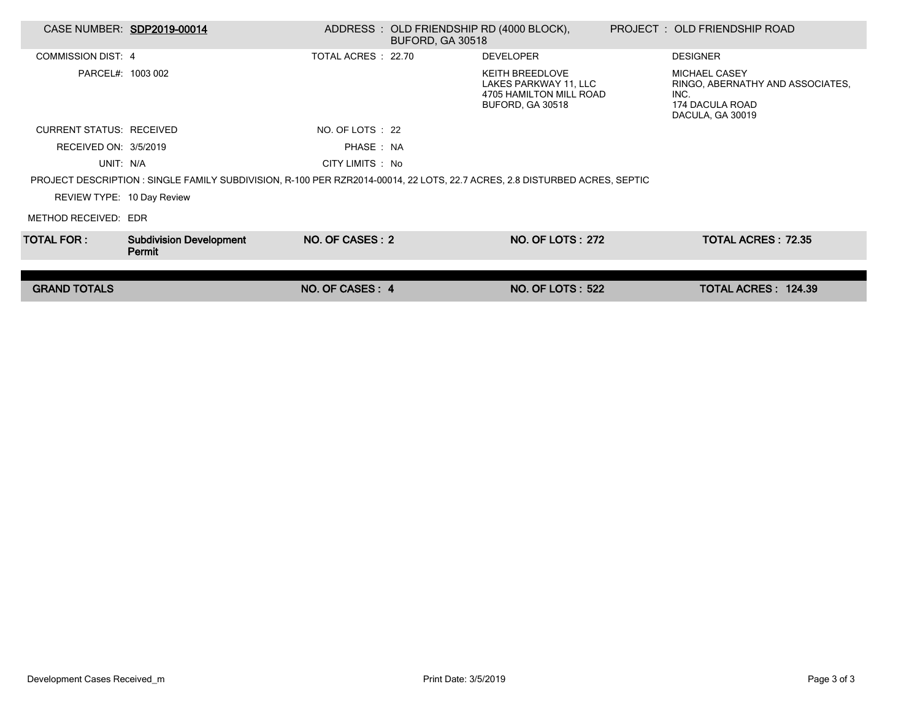| | | | | | |
|---|---|---|---|---|---|
| CASE NUMBER: | **SDP2019-00014** | ADDRESS : | OLD FRIENDSHIP RD (4000 BLOCK), BUFORD, GA 30518 | PROJECT : | OLD FRIENDSHIP ROAD |

COMMISSION DIST: 4

TOTAL ACRES : 22.70

PARCEL#: 1003 002

**DEVELOPER**

KEITH BREEDLOVE
LAKES PARKWAY 11, LLC
4705 HAMILTON MILL ROAD
BUFORD, GA 30518

**DESIGNER**

MICHAEL CASEY
RINGO, ABERNATHY AND ASSOCIATES, INC.
174 DACULA ROAD
DACULA, GA 30019

CURRENT STATUS: RECEIVED

NO. OF LOTS : 22

RECEIVED ON: 3/5/2019

PHASE : NA

UNIT: N/A

CITY LIMITS : No

PROJECT DESCRIPTION : SINGLE FAMILY SUBDIVISION, R-100 PER RZR2014-00014, 22 LOTS, 22.7 ACRES, 2.8 DISTURBED ACRES, SEPTIC

REVIEW TYPE: 10 Day Review

METHOD RECEIVED: EDR

| | | | | |
|---|---|---|---|---|
| **TOTAL FOR :** | **Subdivision Development Permit** | **NO. OF CASES : 2** | **NO. OF LOTS : 272** | **TOTAL ACRES : 72.35** |
| **GRAND TOTALS** | | **NO. OF CASES : 4** | **NO. OF LOTS : 522** | **TOTAL ACRES : 124.39** |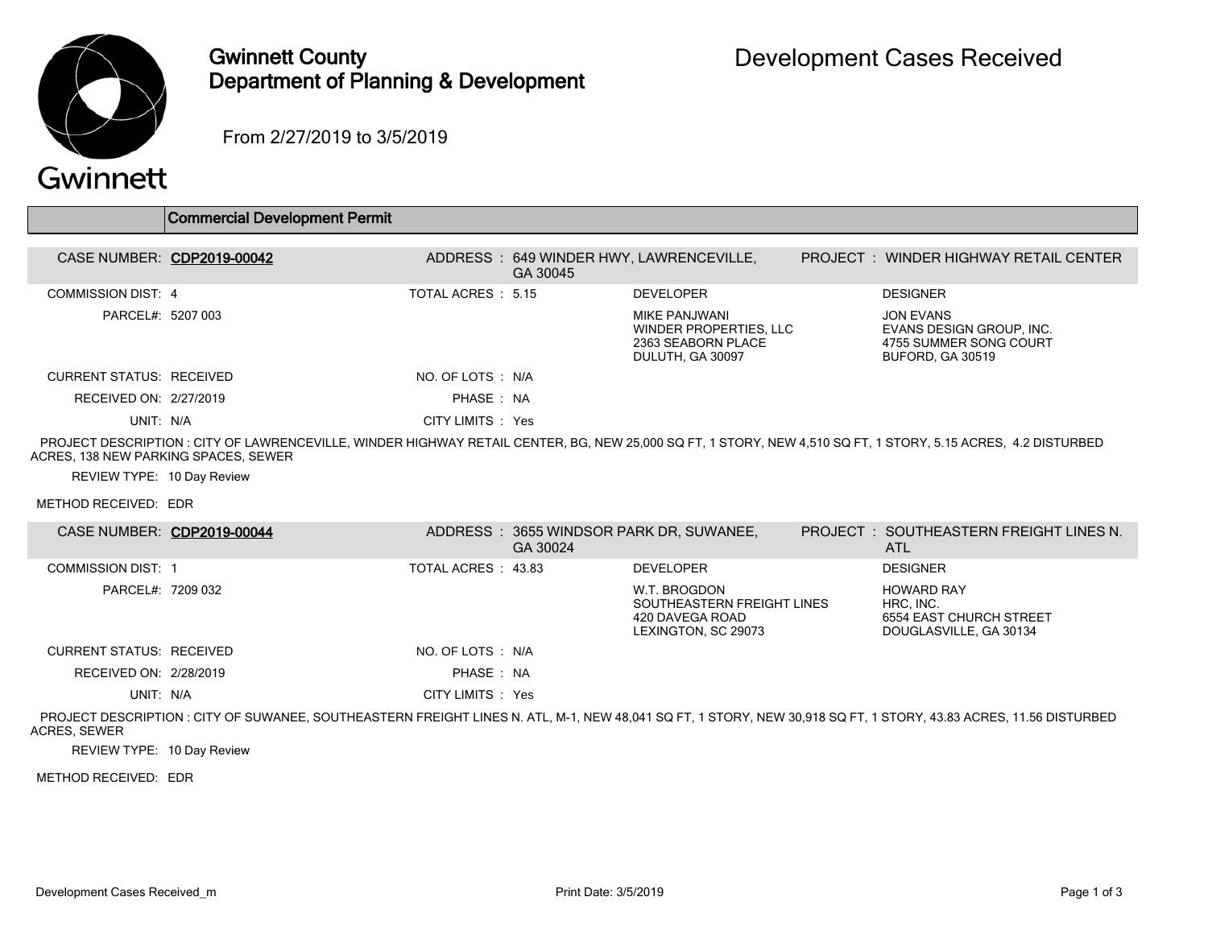# Gwinnett County Department of Planning & Development

## Development Cases Received

From 2/27/2019 to 3/5/2019

### Commercial Development Permit

| | | | |
|---|---|---|---|
| CASE NUMBER: **CDP2019-00042** | ADDRESS : 649 WINDER HWY, LAWRENCEVILLE, GA 30045 | | PROJECT : WINDER HIGHWAY RETAIL CENTER |
| COMMISSION DIST: 4 | TOTAL ACRES : 5.15 | DEVELOPER | DESIGNER |
| PARCEL#: 5207 003 | | MIKE PANJWANI<br>WINDER PROPERTIES, LLC<br>2363 SEABORN PLACE<br>DULUTH, GA 30097 | JON EVANS<br>EVANS DESIGN GROUP, INC.<br>4755 SUMMER SONG COURT<br>BUFORD, GA 30519 |
| CURRENT STATUS: RECEIVED | NO. OF LOTS : N/A | | |
| RECEIVED ON: 2/27/2019 | PHASE : NA | | |
| UNIT: N/A | CITY LIMITS : Yes | | |

PROJECT DESCRIPTION : CITY OF LAWRENCEVILLE, WINDER HIGHWAY RETAIL CENTER, BG, NEW 25,000 SQ FT, 1 STORY, NEW 4,510 SQ FT, 1 STORY, 5.15 ACRES, 4.2 DISTURBED ACRES, 138 NEW PARKING SPACES, SEWER

REVIEW TYPE: 10 Day Review

METHOD RECEIVED: EDR

| | | | |
|---|---|---|---|
| CASE NUMBER: **CDP2019-00044** | ADDRESS : 3655 WINDSOR PARK DR, SUWANEE, GA 30024 | | PROJECT : SOUTHEASTERN FREIGHT LINES N. ATL |
| COMMISSION DIST: 1 | TOTAL ACRES : 43.83 | DEVELOPER | DESIGNER |
| PARCEL#: 7209 032 | | W.T. BROGDON<br>SOUTHEASTERN FREIGHT LINES<br>420 DAVEGA ROAD<br>LEXINGTON, SC 29073 | HOWARD RAY<br>HRC, INC.<br>6554 EAST CHURCH STREET<br>DOUGLASVILLE, GA 30134 |
| CURRENT STATUS: RECEIVED | NO. OF LOTS : N/A | | |
| RECEIVED ON: 2/28/2019 | PHASE : NA | | |
| UNIT: N/A | CITY LIMITS : Yes | | |

PROJECT DESCRIPTION : CITY OF SUWANEE, SOUTHEASTERN FREIGHT LINES N. ATL, M-1, NEW 48,041 SQ FT, 1 STORY, NEW 30,918 SQ FT, 1 STORY, 43.83 ACRES, 11.56 DISTURBED ACRES, SEWER

REVIEW TYPE: 10 Day Review

METHOD RECEIVED: EDR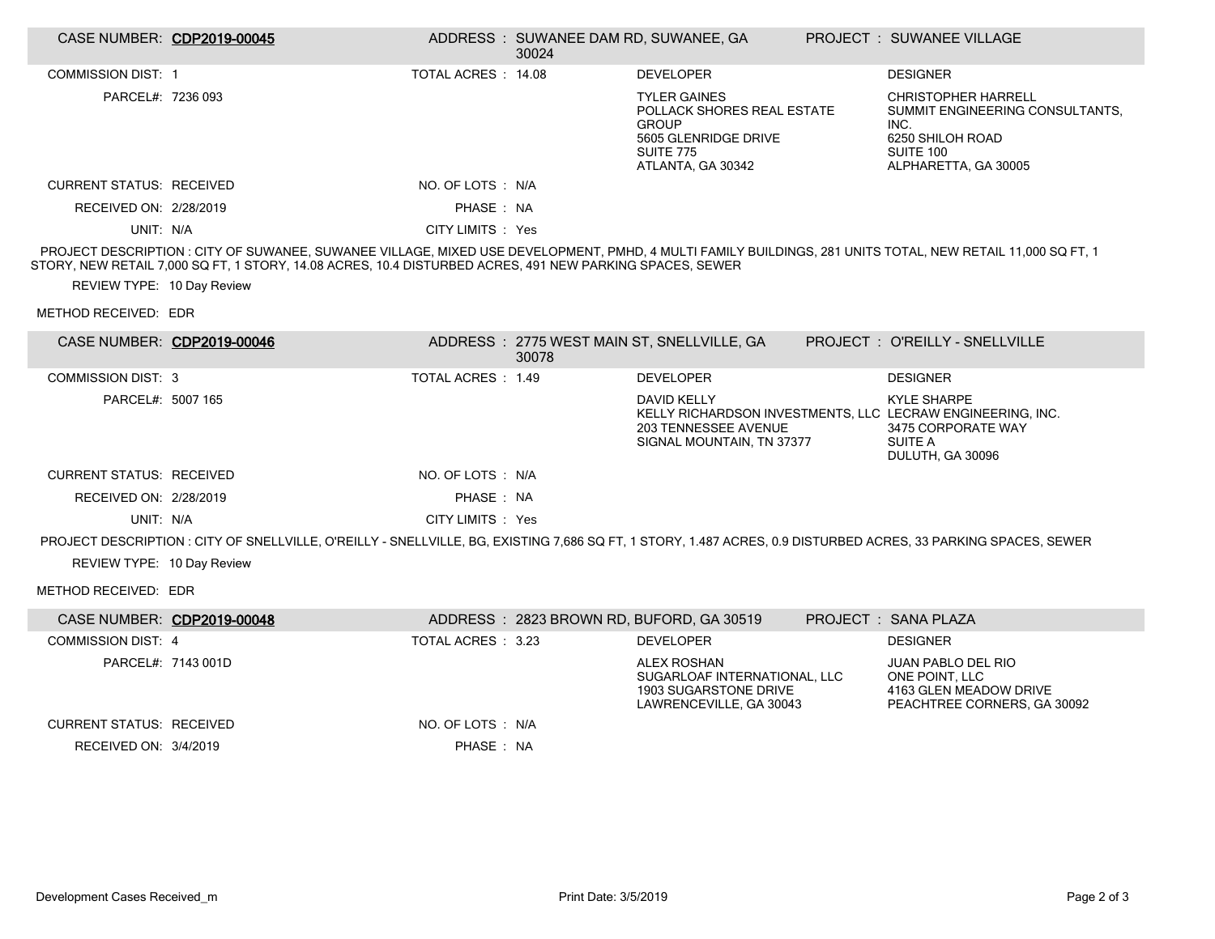| CASE NUMBER: | **CDP2019-00045** | ADDRESS : | SUWANEE DAM RD, SUWANEE, GA 30024 | PROJECT : | SUWANEE VILLAGE |
|---|---|---|---|---|---|

COMMISSION DIST: 1

TOTAL ACRES : 14.08

PARCEL#: 7236 093

| DEVELOPER | DESIGNER |
|---|---|
| TYLER GAINES<br>POLLACK SHORES REAL ESTATE GROUP<br>5605 GLENRIDGE DRIVE<br>SUITE 775<br>ATLANTA, GA 30342 | CHRISTOPHER HARRELL<br>SUMMIT ENGINEERING CONSULTANTS, INC.<br>6250 SHILOH ROAD<br>SUITE 100<br>ALPHARETTA, GA 30005 |

CURRENT STATUS: RECEIVED

NO. OF LOTS : N/A

RECEIVED ON: 2/28/2019

PHASE : NA

UNIT: N/A

CITY LIMITS : Yes

PROJECT DESCRIPTION : CITY OF SUWANEE, SUWANEE VILLAGE, MIXED USE DEVELOPMENT, PMHD, 4 MULTI FAMILY BUILDINGS, 281 UNITS TOTAL, NEW RETAIL 11,000 SQ FT, 1 STORY, NEW RETAIL 7,000 SQ FT, 1 STORY, 14.08 ACRES, 10.4 DISTURBED ACRES, 491 NEW PARKING SPACES, SEWER

REVIEW TYPE: 10 Day Review

METHOD RECEIVED: EDR

| CASE NUMBER: | **CDP2019-00046** | ADDRESS : | 2775 WEST MAIN ST, SNELLVILLE, GA 30078 | PROJECT : | O'REILLY - SNELLVILLE |
|---|---|---|---|---|---|

COMMISSION DIST: 3

TOTAL ACRES : 1.49

PARCEL#: 5007 165

| DEVELOPER | DESIGNER |
|---|---|
| DAVID KELLY<br>KELLY RICHARDSON INVESTMENTS, LLC<br>203 TENNESSEE AVENUE<br>SIGNAL MOUNTAIN, TN 37377 | KYLE SHARPE<br>LECRAW ENGINEERING, INC.<br>3475 CORPORATE WAY<br>SUITE A<br>DULUTH, GA 30096 |

CURRENT STATUS: RECEIVED

NO. OF LOTS : N/A

RECEIVED ON: 2/28/2019

PHASE : NA

UNIT: N/A

CITY LIMITS : Yes

PROJECT DESCRIPTION : CITY OF SNELLVILLE, O'REILLY - SNELLVILLE, BG, EXISTING 7,686 SQ FT, 1 STORY, 1.487 ACRES, 0.9 DISTURBED ACRES, 33 PARKING SPACES, SEWER

REVIEW TYPE: 10 Day Review

METHOD RECEIVED: EDR

| CASE NUMBER: | **CDP2019-00048** | ADDRESS : | 2823 BROWN RD, BUFORD, GA 30519 | PROJECT : | SANA PLAZA |
|---|---|---|---|---|---|

COMMISSION DIST: 4

TOTAL ACRES : 3.23

PARCEL#: 7143 001D

| DEVELOPER | DESIGNER |
|---|---|
| ALEX ROSHAN<br>SUGARLOAF INTERNATIONAL, LLC<br>1903 SUGARSTONE DRIVE<br>LAWRENCEVILLE, GA 30043 | JUAN PABLO DEL RIO<br>ONE POINT, LLC<br>4163 GLEN MEADOW DRIVE<br>PEACHTREE CORNERS, GA 30092 |

CURRENT STATUS: RECEIVED

NO. OF LOTS : N/A

RECEIVED ON: 3/4/2019

PHASE : NA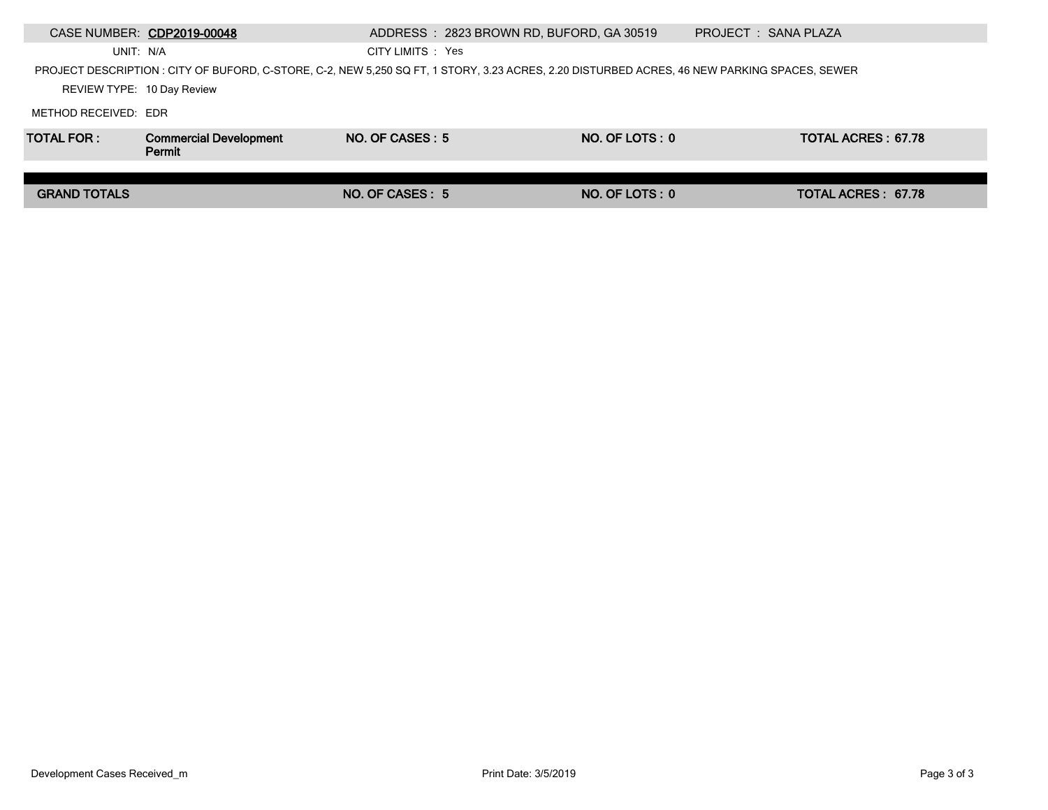CASE NUMBER: **CDP2019-00048** ADDRESS : 2823 BROWN RD, BUFORD, GA 30519 PROJECT : SANA PLAZA

UNIT: N/A CITY LIMITS : Yes

PROJECT DESCRIPTION : CITY OF BUFORD, C-STORE, C-2, NEW 5,250 SQ FT, 1 STORY, 3.23 ACRES, 2.20 DISTURBED ACRES, 46 NEW PARKING SPACES, SEWER

REVIEW TYPE: 10 Day Review

METHOD RECEIVED: EDR

| | | | | |
|---|---|---|---|---|
| **TOTAL FOR :** | **Commercial Development Permit** | **NO. OF CASES : 5** | **NO. OF LOTS : 0** | **TOTAL ACRES : 67.78** |
| **GRAND TOTALS** | | **NO. OF CASES : 5** | **NO. OF LOTS : 0** | **TOTAL ACRES : 67.78** |

Development Cases Received_m

Print Date: 3/5/2019